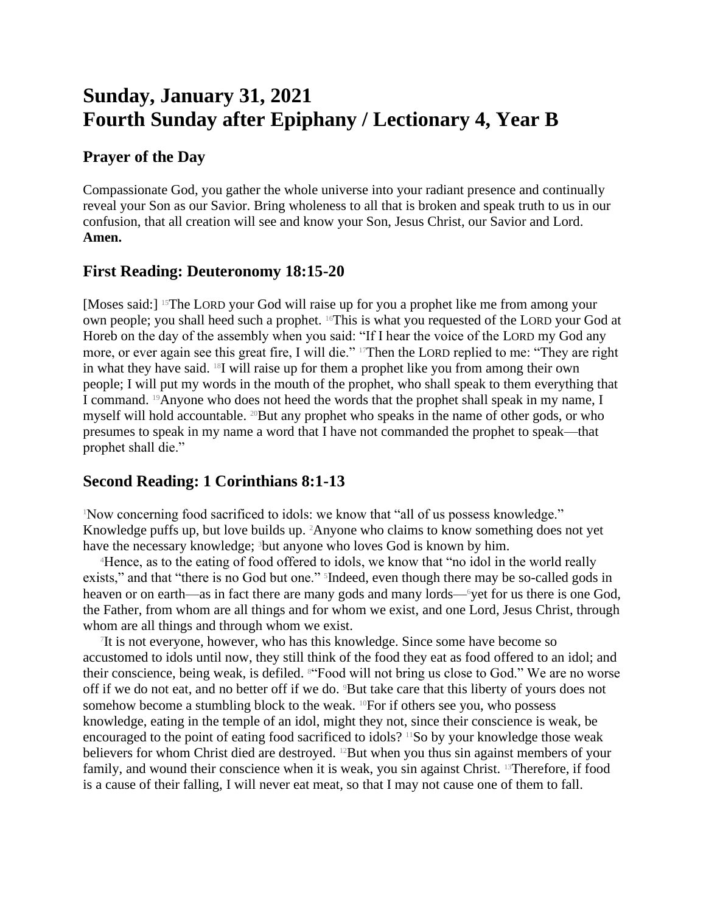# Sunday, January 31, 2021
# Fourth Sunday after Epiphany / Lectionary 4, Year B

## Prayer of the Day

Compassionate God, you gather the whole universe into your radiant presence and continually reveal your Son as our Savior. Bring wholeness to all that is broken and speak truth to us in our confusion, that all creation will see and know your Son, Jesus Christ, our Savior and Lord. **Amen.**

## First Reading: Deuteronomy 18:15-20

[Moses said:] [15]The LORD your God will raise up for you a prophet like me from among your own people; you shall heed such a prophet. [16]This is what you requested of the LORD your God at Horeb on the day of the assembly when you said: "If I hear the voice of the LORD my God any more, or ever again see this great fire, I will die." [17]Then the LORD replied to me: "They are right in what they have said. [18]I will raise up for them a prophet like you from among their own people; I will put my words in the mouth of the prophet, who shall speak to them everything that I command. [19]Anyone who does not heed the words that the prophet shall speak in my name, I myself will hold accountable. [20]But any prophet who speaks in the name of other gods, or who presumes to speak in my name a word that I have not commanded the prophet to speak—that prophet shall die."

## Second Reading: 1 Corinthians 8:1-13

[1]Now concerning food sacrificed to idols: we know that "all of us possess knowledge." Knowledge puffs up, but love builds up. [2]Anyone who claims to know something does not yet have the necessary knowledge; [3]but anyone who loves God is known by him.

[4]Hence, as to the eating of food offered to idols, we know that "no idol in the world really exists," and that "there is no God but one." [5]Indeed, even though there may be so-called gods in heaven or on earth—as in fact there are many gods and many lords—[6]yet for us there is one God, the Father, from whom are all things and for whom we exist, and one Lord, Jesus Christ, through whom are all things and through whom we exist.

[7]It is not everyone, however, who has this knowledge. Since some have become so accustomed to idols until now, they still think of the food they eat as food offered to an idol; and their conscience, being weak, is defiled. [8]"Food will not bring us close to God." We are no worse off if we do not eat, and no better off if we do. [9]But take care that this liberty of yours does not somehow become a stumbling block to the weak. [10]For if others see you, who possess knowledge, eating in the temple of an idol, might they not, since their conscience is weak, be encouraged to the point of eating food sacrificed to idols? [11]So by your knowledge those weak believers for whom Christ died are destroyed. [12]But when you thus sin against members of your family, and wound their conscience when it is weak, you sin against Christ. [13]Therefore, if food is a cause of their falling, I will never eat meat, so that I may not cause one of them to fall.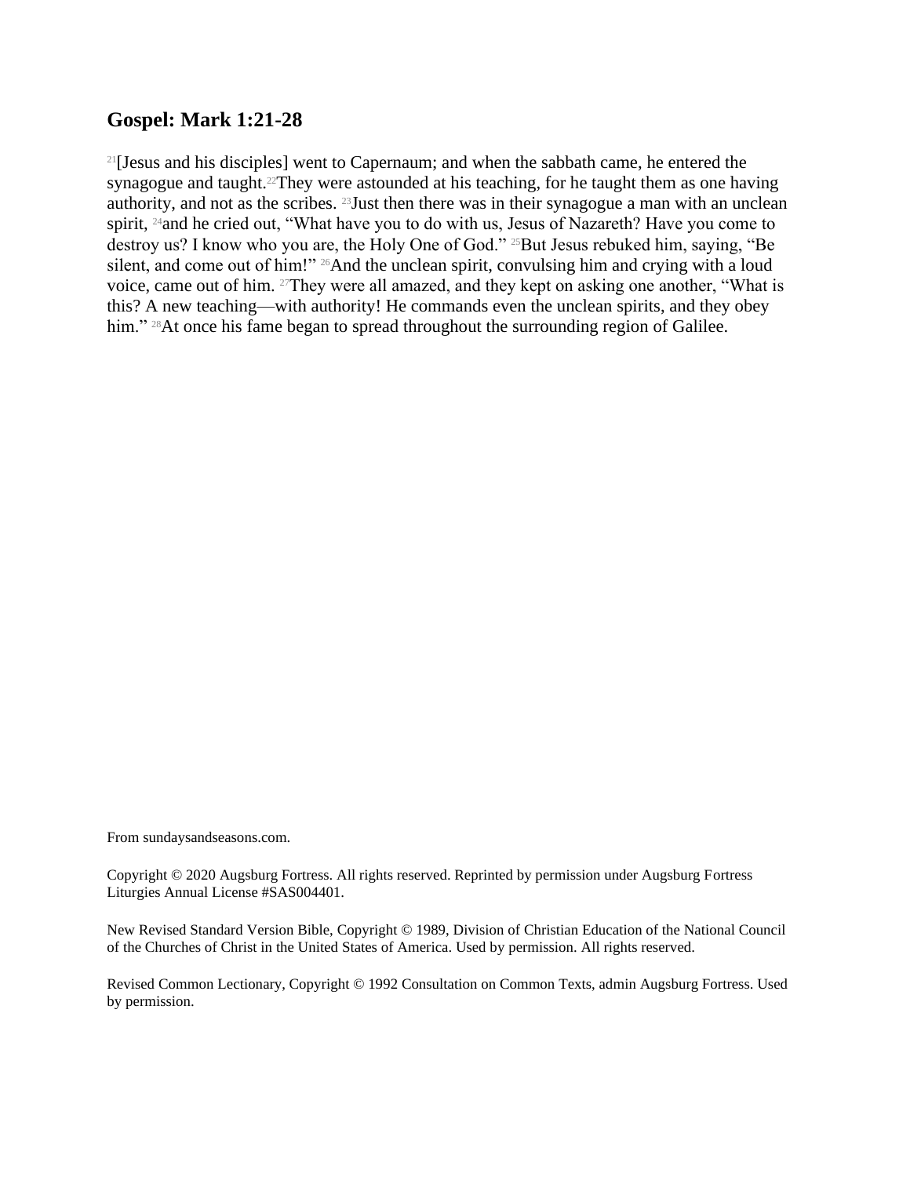## Gospel: Mark 1:21-28

[21][Jesus and his disciples] went to Capernaum; and when the sabbath came, he entered the synagogue and taught.[22]They were astounded at his teaching, for he taught them as one having authority, and not as the scribes. [23]Just then there was in their synagogue a man with an unclean spirit, [24]and he cried out, "What have you to do with us, Jesus of Nazareth? Have you come to destroy us? I know who you are, the Holy One of God." [25]But Jesus rebuked him, saying, "Be silent, and come out of him!" [26]And the unclean spirit, convulsing him and crying with a loud voice, came out of him. [27]They were all amazed, and they kept on asking one another, "What is this? A new teaching—with authority! He commands even the unclean spirits, and they obey him." [28]At once his fame began to spread throughout the surrounding region of Galilee.

From sundaysandseasons.com.

Copyright © 2020 Augsburg Fortress. All rights reserved. Reprinted by permission under Augsburg Fortress Liturgies Annual License #SAS004401.

New Revised Standard Version Bible, Copyright © 1989, Division of Christian Education of the National Council of the Churches of Christ in the United States of America. Used by permission. All rights reserved.

Revised Common Lectionary, Copyright © 1992 Consultation on Common Texts, admin Augsburg Fortress. Used by permission.